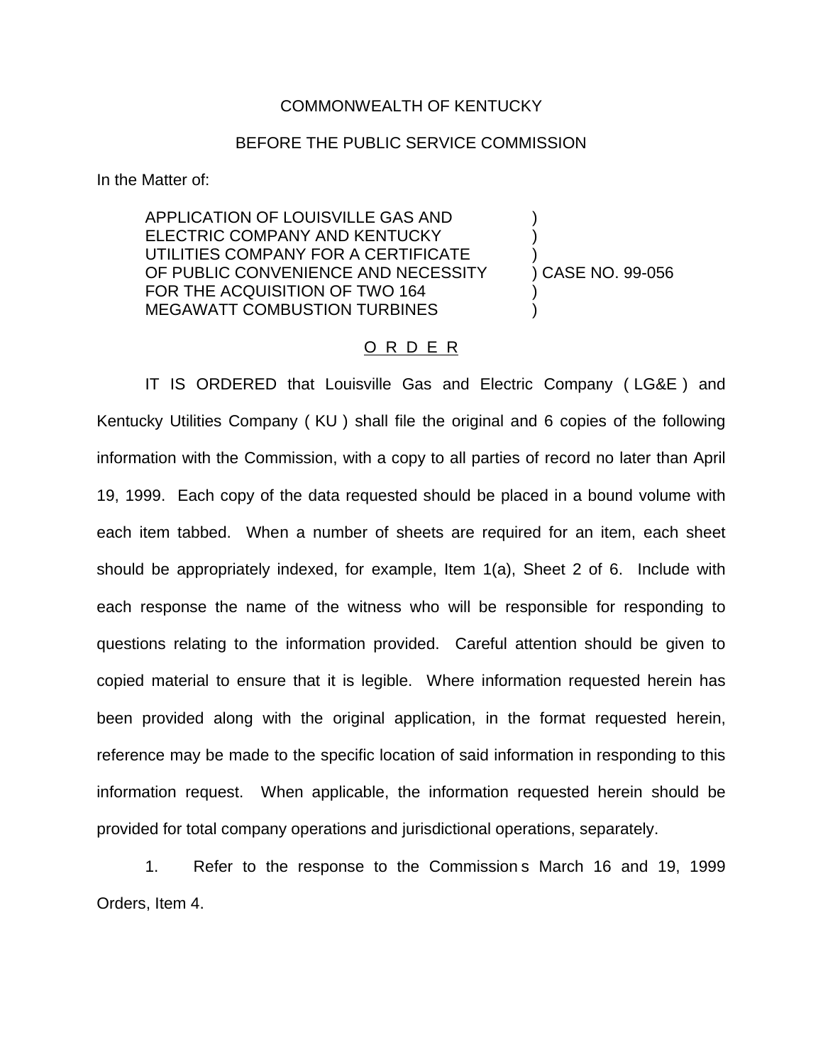COMMONWEALTH OF KENTUCKY

BEFORE THE PUBLIC SERVICE COMMISSION

In the Matter of:

| | | |
|---|---|---|
| APPLICATION OF LOUISVILLE GAS AND ELECTRIC COMPANY AND KENTUCKY UTILITIES COMPANY FOR A CERTIFICATE OF PUBLIC CONVENIENCE AND NECESSITY FOR THE ACQUISITION OF TWO 164 MEGAWATT COMBUSTION TURBINES | ) | CASE NO. 99-056 |

O R D E R

IT IS ORDERED that Louisville Gas and Electric Company ( LG&E ) and Kentucky Utilities Company ( KU ) shall file the original and 6 copies of the following information with the Commission, with a copy to all parties of record no later than April 19, 1999. Each copy of the data requested should be placed in a bound volume with each item tabbed. When a number of sheets are required for an item, each sheet should be appropriately indexed, for example, Item 1(a), Sheet 2 of 6. Include with each response the name of the witness who will be responsible for responding to questions relating to the information provided. Careful attention should be given to copied material to ensure that it is legible. Where information requested herein has been provided along with the original application, in the format requested herein, reference may be made to the specific location of said information in responding to this information request. When applicable, the information requested herein should be provided for total company operations and jurisdictional operations, separately.

1. Refer to the response to the Commission s March 16 and 19, 1999 Orders, Item 4.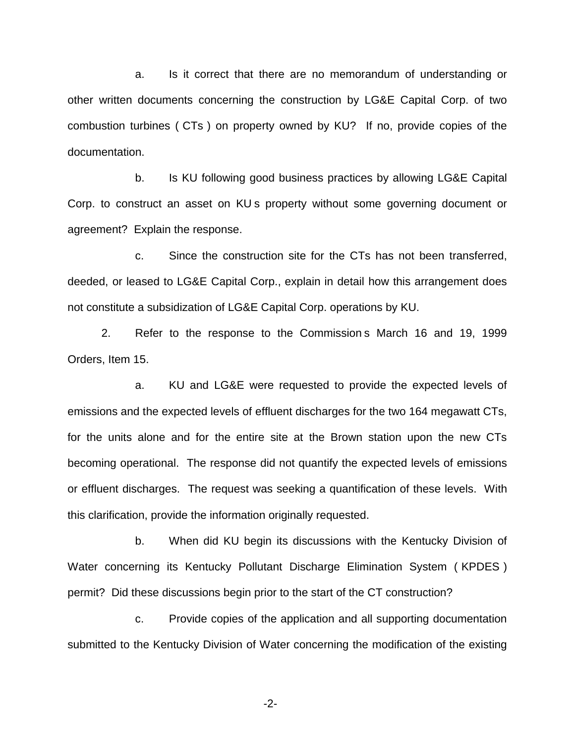a. Is it correct that there are no memorandum of understanding or other written documents concerning the construction by LG&E Capital Corp. of two combustion turbines ( CTs ) on property owned by KU? If no, provide copies of the documentation.

b. Is KU following good business practices by allowing LG&E Capital Corp. to construct an asset on KU s property without some governing document or agreement? Explain the response.

c. Since the construction site for the CTs has not been transferred, deeded, or leased to LG&E Capital Corp., explain in detail how this arrangement does not constitute a subsidization of LG&E Capital Corp. operations by KU.

2. Refer to the response to the Commission s March 16 and 19, 1999 Orders, Item 15.

a. KU and LG&E were requested to provide the expected levels of emissions and the expected levels of effluent discharges for the two 164 megawatt CTs, for the units alone and for the entire site at the Brown station upon the new CTs becoming operational. The response did not quantify the expected levels of emissions or effluent discharges. The request was seeking a quantification of these levels. With this clarification, provide the information originally requested.

b. When did KU begin its discussions with the Kentucky Division of Water concerning its Kentucky Pollutant Discharge Elimination System ( KPDES ) permit? Did these discussions begin prior to the start of the CT construction?

c. Provide copies of the application and all supporting documentation submitted to the Kentucky Division of Water concerning the modification of the existing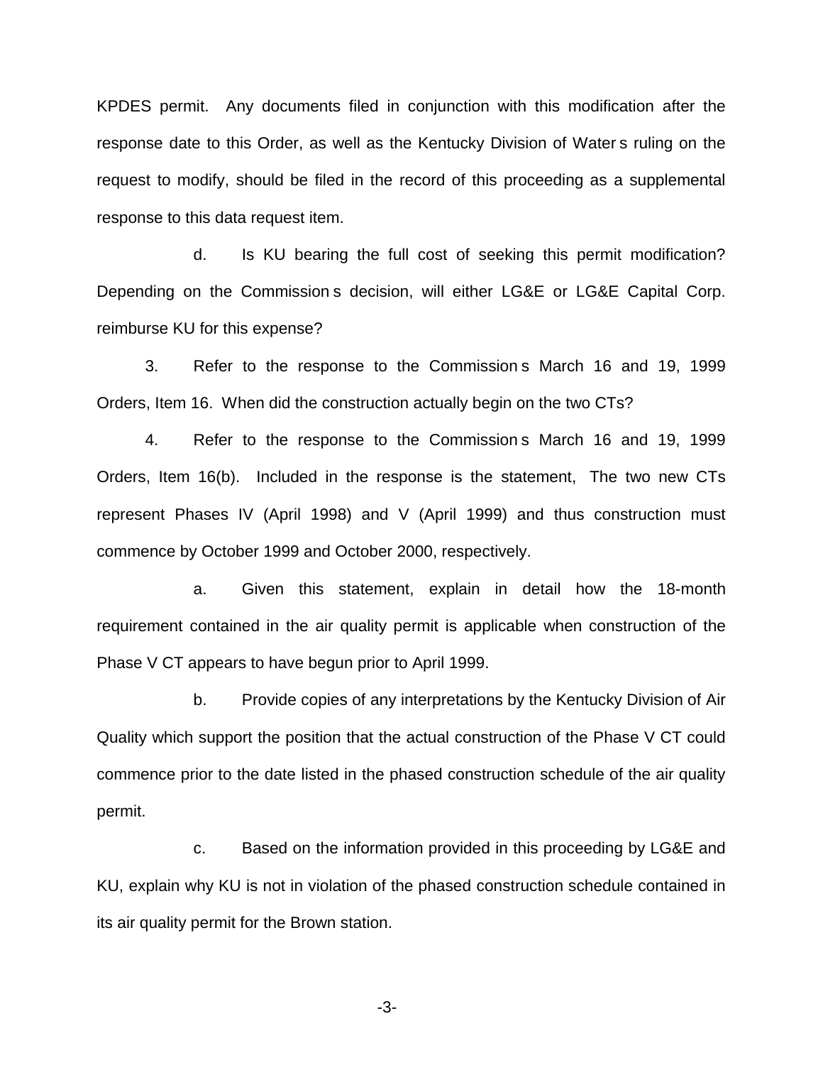KPDES permit. Any documents filed in conjunction with this modification after the response date to this Order, as well as the Kentucky Division of Water s ruling on the request to modify, should be filed in the record of this proceeding as a supplemental response to this data request item.

d. Is KU bearing the full cost of seeking this permit modification? Depending on the Commission s decision, will either LG&E or LG&E Capital Corp. reimburse KU for this expense?

3. Refer to the response to the Commission s March 16 and 19, 1999 Orders, Item 16. When did the construction actually begin on the two CTs?

4. Refer to the response to the Commission s March 16 and 19, 1999 Orders, Item 16(b). Included in the response is the statement, The two new CTs represent Phases IV (April 1998) and V (April 1999) and thus construction must commence by October 1999 and October 2000, respectively.

a. Given this statement, explain in detail how the 18-month requirement contained in the air quality permit is applicable when construction of the Phase V CT appears to have begun prior to April 1999.

b. Provide copies of any interpretations by the Kentucky Division of Air Quality which support the position that the actual construction of the Phase V CT could commence prior to the date listed in the phased construction schedule of the air quality permit.

c. Based on the information provided in this proceeding by LG&E and KU, explain why KU is not in violation of the phased construction schedule contained in its air quality permit for the Brown station.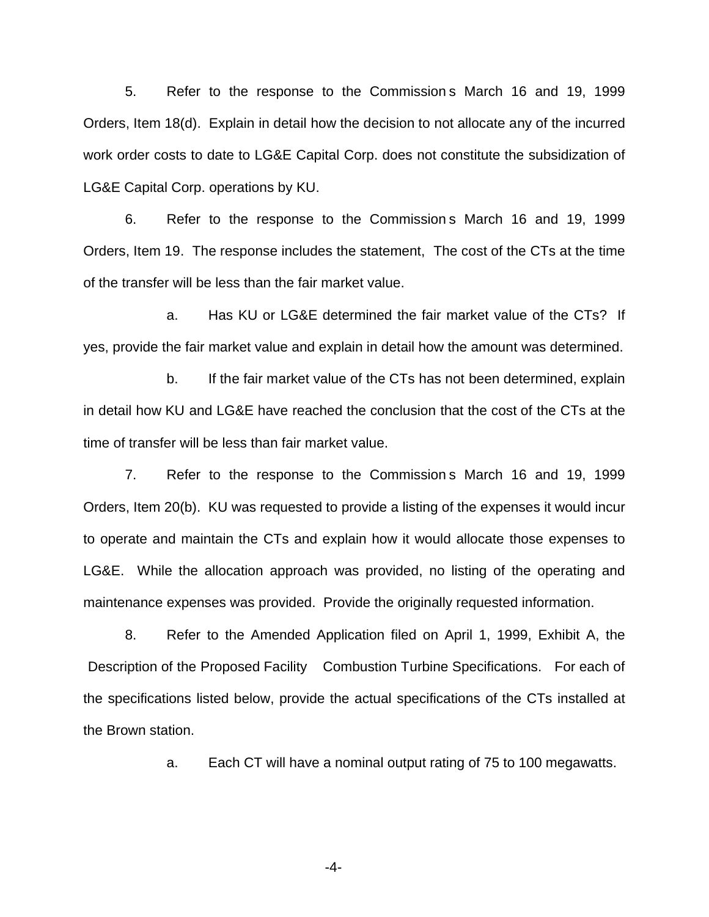5. Refer to the response to the Commission s March 16 and 19, 1999 Orders, Item 18(d). Explain in detail how the decision to not allocate any of the incurred work order costs to date to LG&E Capital Corp. does not constitute the subsidization of LG&E Capital Corp. operations by KU.

6. Refer to the response to the Commission s March 16 and 19, 1999 Orders, Item 19. The response includes the statement, The cost of the CTs at the time of the transfer will be less than the fair market value.

a. Has KU or LG&E determined the fair market value of the CTs? If yes, provide the fair market value and explain in detail how the amount was determined.

b. If the fair market value of the CTs has not been determined, explain in detail how KU and LG&E have reached the conclusion that the cost of the CTs at the time of transfer will be less than fair market value.

7. Refer to the response to the Commission s March 16 and 19, 1999 Orders, Item 20(b). KU was requested to provide a listing of the expenses it would incur to operate and maintain the CTs and explain how it would allocate those expenses to LG&E. While the allocation approach was provided, no listing of the operating and maintenance expenses was provided. Provide the originally requested information.

8. Refer to the Amended Application filed on April 1, 1999, Exhibit A, the Description of the Proposed Facility Combustion Turbine Specifications. For each of the specifications listed below, provide the actual specifications of the CTs installed at the Brown station.

a. Each CT will have a nominal output rating of 75 to 100 megawatts.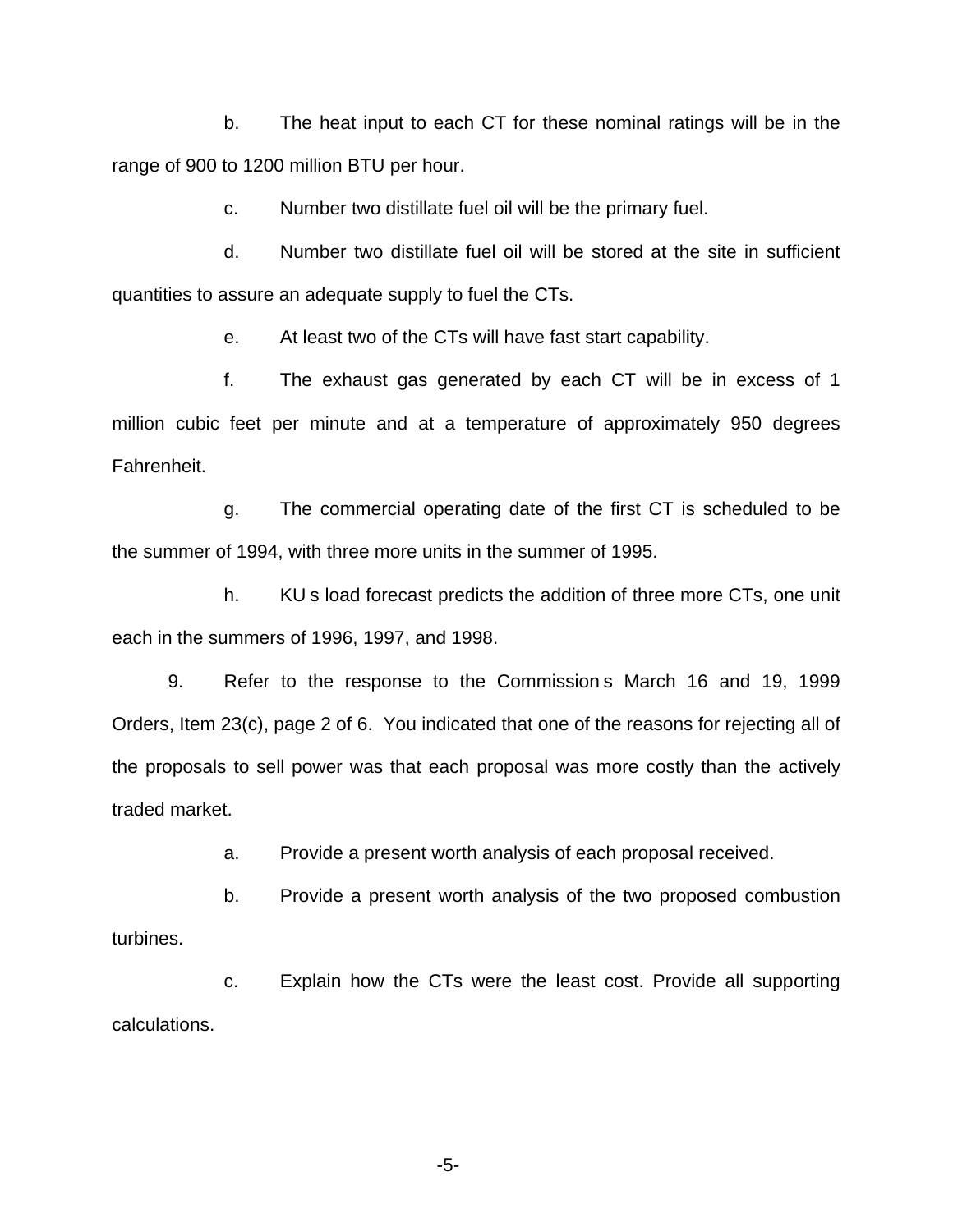b. The heat input to each CT for these nominal ratings will be in the range of 900 to 1200 million BTU per hour.

c. Number two distillate fuel oil will be the primary fuel.

d. Number two distillate fuel oil will be stored at the site in sufficient quantities to assure an adequate supply to fuel the CTs.

e. At least two of the CTs will have fast start capability.

f. The exhaust gas generated by each CT will be in excess of 1 million cubic feet per minute and at a temperature of approximately 950 degrees Fahrenheit.

g. The commercial operating date of the first CT is scheduled to be the summer of 1994, with three more units in the summer of 1995.

h. KU s load forecast predicts the addition of three more CTs, one unit each in the summers of 1996, 1997, and 1998.

9. Refer to the response to the Commission s March 16 and 19, 1999 Orders, Item 23(c), page 2 of 6. You indicated that one of the reasons for rejecting all of the proposals to sell power was that each proposal was more costly than the actively traded market.

a. Provide a present worth analysis of each proposal received.

b. Provide a present worth analysis of the two proposed combustion turbines.

c. Explain how the CTs were the least cost. Provide all supporting calculations.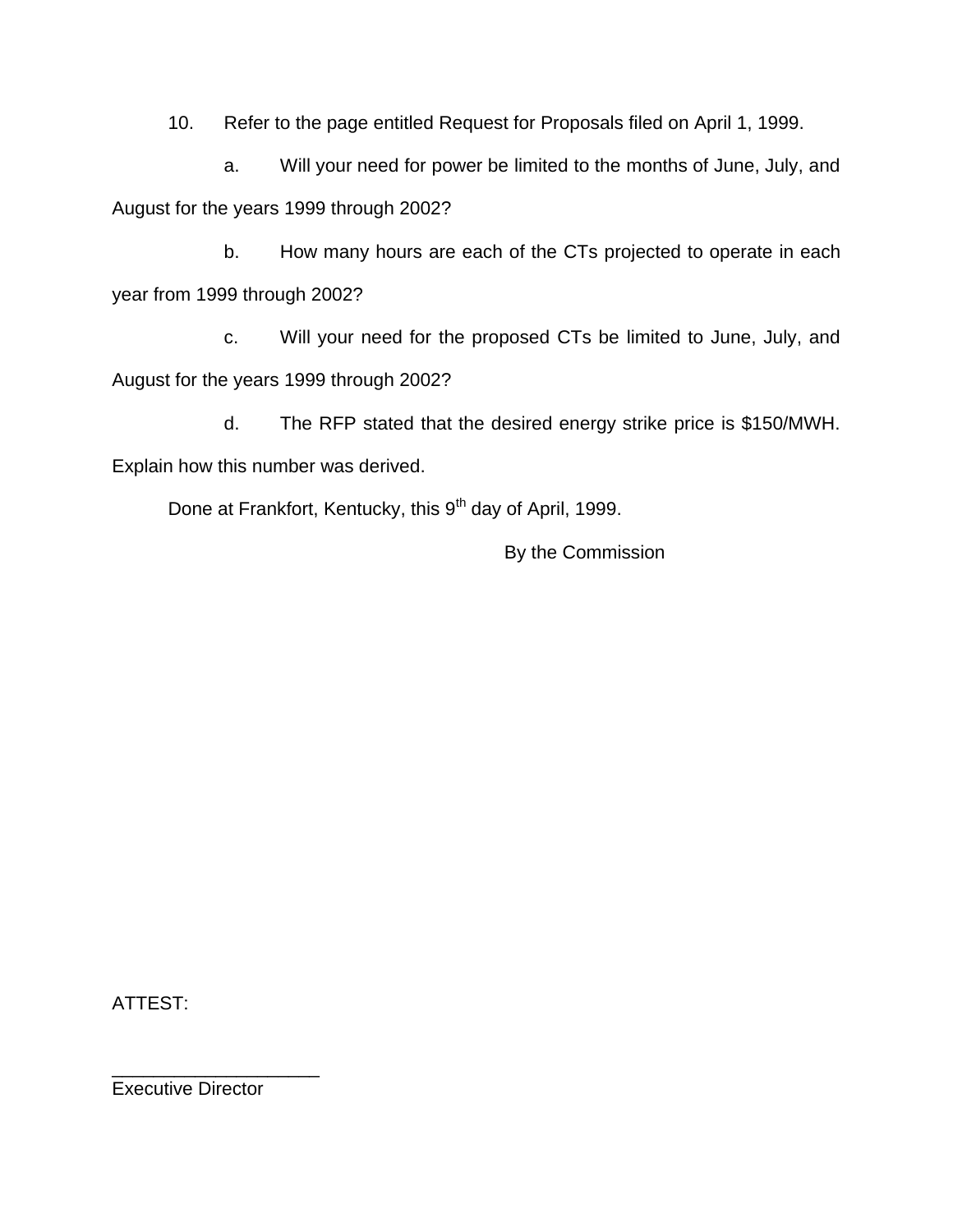10. Refer to the page entitled Request for Proposals filed on April 1, 1999.

a. Will your need for power be limited to the months of June, July, and August for the years 1999 through 2002?

b. How many hours are each of the CTs projected to operate in each year from 1999 through 2002?

c. Will your need for the proposed CTs be limited to June, July, and August for the years 1999 through 2002?

d. The RFP stated that the desired energy strike price is $150/MWH. Explain how this number was derived.

Done at Frankfort, Kentucky, this 9th day of April, 1999.

By the Commission

ATTEST:

____________________
Executive Director